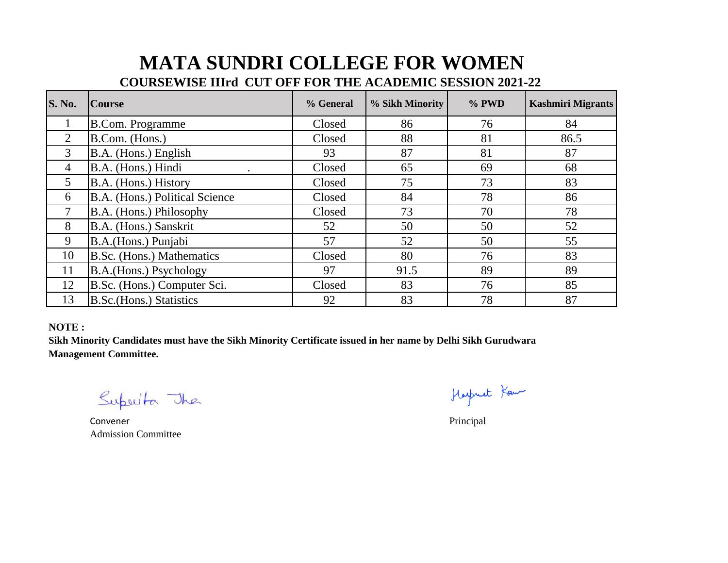# MATA SUNDRI COLLEGE FOR WOMEN

## COURSEWISE IIIrd CUT OFF FOR THE ACADEMIC SESSION 2021-22

| S. No. | Course | % General | % Sikh Minority | % PWD | Kashmiri Migrants |
|---|---|---|---|---|---|
| 1 | B.Com. Programme | Closed | 86 | 76 | 84 |
| 2 | B.Com. (Hons.) | Closed | 88 | 81 | 86.5 |
| 3 | B.A. (Hons.) English | 93 | 87 | 81 | 87 |
| 4 | B.A. (Hons.) Hindi . | Closed | 65 | 69 | 68 |
| 5 | B.A. (Hons.) History | Closed | 75 | 73 | 83 |
| 6 | B.A. (Hons.) Political Science | Closed | 84 | 78 | 86 |
| 7 | B.A. (Hons.) Philosophy | Closed | 73 | 70 | 78 |
| 8 | B.A. (Hons.) Sanskrit | 52 | 50 | 50 | 52 |
| 9 | B.A.(Hons.) Punjabi | 57 | 52 | 50 | 55 |
| 10 | B.Sc. (Hons.) Mathematics | Closed | 80 | 76 | 83 |
| 11 | B.A.(Hons.) Psychology | 97 | 91.5 | 89 | 89 |
| 12 | B.Sc. (Hons.) Computer Sci. | Closed | 83 | 76 | 85 |
| 13 | B.Sc.(Hons.) Statistics | 92 | 83 | 78 | 87 |

**NOTE :**

**Sikh Minority Candidates must have the Sikh Minority Certificate issued in her name by Delhi Sikh Gurudwara Management Committee.**

Suparita Jha

Convener
Admission Committee

Harpreet Kaur

Principal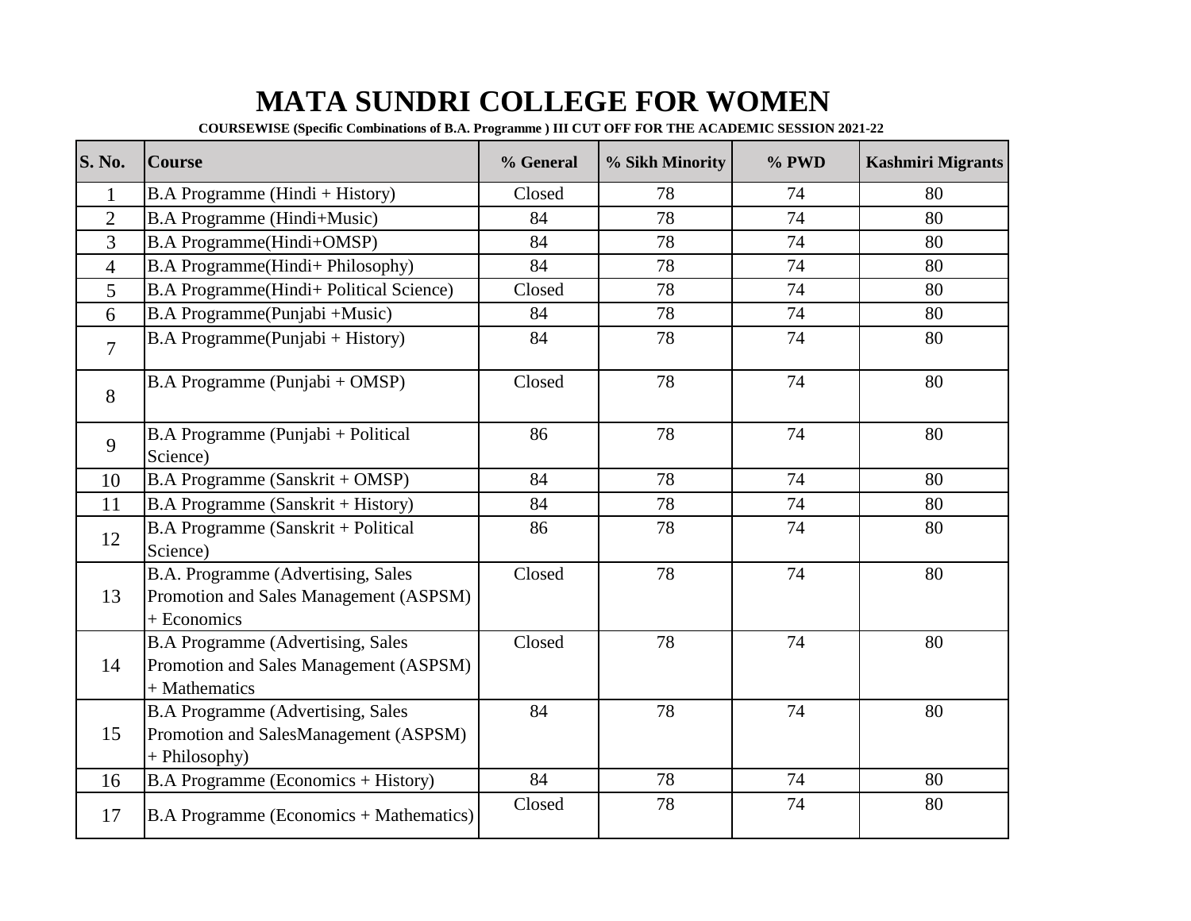# MATA SUNDRI COLLEGE FOR WOMEN

**COURSEWISE (Specific Combinations of B.A. Programme ) III CUT OFF FOR THE ACADEMIC SESSION 2021-22**

| S. No. | Course | % General | % Sikh Minority | % PWD | Kashmiri Migrants |
|---|---|---|---|---|---|
| 1 | B.A Programme (Hindi + History) | Closed | 78 | 74 | 80 |
| 2 | B.A Programme (Hindi+Music) | 84 | 78 | 74 | 80 |
| 3 | B.A Programme(Hindi+OMSP) | 84 | 78 | 74 | 80 |
| 4 | B.A Programme(Hindi+ Philosophy) | 84 | 78 | 74 | 80 |
| 5 | B.A Programme(Hindi+ Political Science) | Closed | 78 | 74 | 80 |
| 6 | B.A Programme(Punjabi +Music) | 84 | 78 | 74 | 80 |
| 7 | B.A Programme(Punjabi + History) | 84 | 78 | 74 | 80 |
| 8 | B.A Programme (Punjabi + OMSP) | Closed | 78 | 74 | 80 |
| 9 | B.A Programme (Punjabi + Political Science) | 86 | 78 | 74 | 80 |
| 10 | B.A Programme (Sanskrit + OMSP) | 84 | 78 | 74 | 80 |
| 11 | B.A Programme (Sanskrit + History) | 84 | 78 | 74 | 80 |
| 12 | B.A Programme (Sanskrit + Political Science) | 86 | 78 | 74 | 80 |
| 13 | B.A. Programme (Advertising, Sales Promotion and Sales Management (ASPSM) + Economics | Closed | 78 | 74 | 80 |
| 14 | B.A Programme (Advertising, Sales Promotion and Sales Management (ASPSM) + Mathematics | Closed | 78 | 74 | 80 |
| 15 | B.A Programme (Advertising, Sales Promotion and SalesManagement (ASPSM) + Philosophy) | 84 | 78 | 74 | 80 |
| 16 | B.A Programme (Economics + History) | 84 | 78 | 74 | 80 |
| 17 | B.A Programme (Economics + Mathematics) | Closed | 78 | 74 | 80 |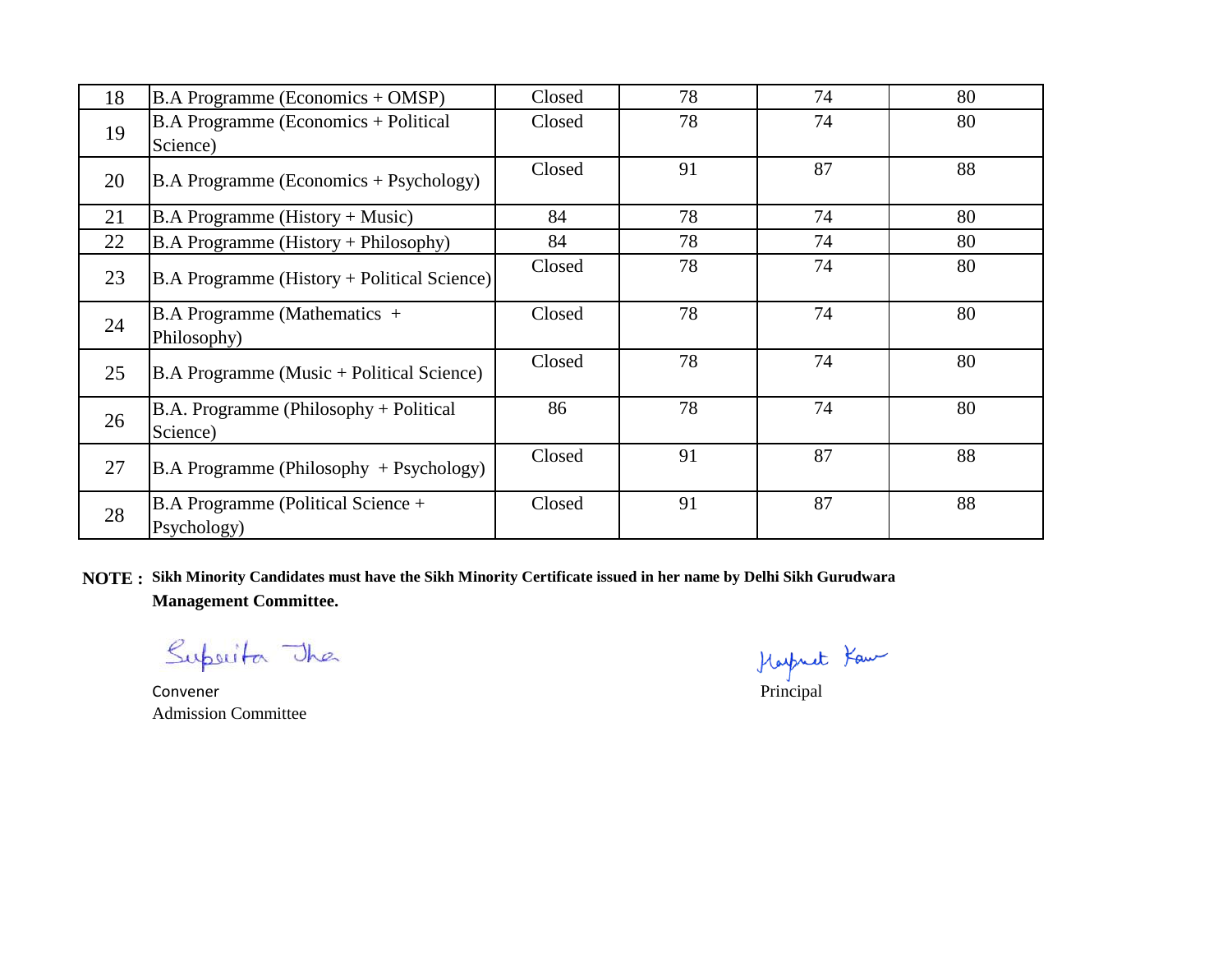| | | | | | |
|---|---|---|---|---|---|
| 18 | B.A Programme (Economics + OMSP) | Closed | 78 | 74 | 80 |
| 19 | B.A Programme (Economics + Political Science) | Closed | 78 | 74 | 80 |
| 20 | B.A Programme (Economics + Psychology) | Closed | 91 | 87 | 88 |
| 21 | B.A Programme (History + Music) | 84 | 78 | 74 | 80 |
| 22 | B.A Programme (History + Philosophy) | 84 | 78 | 74 | 80 |
| 23 | B.A Programme (History + Political Science) | Closed | 78 | 74 | 80 |
| 24 | B.A Programme (Mathematics + Philosophy) | Closed | 78 | 74 | 80 |
| 25 | B.A Programme (Music + Political Science) | Closed | 78 | 74 | 80 |
| 26 | B.A. Programme (Philosophy + Political Science) | 86 | 78 | 74 | 80 |
| 27 | B.A Programme (Philosophy + Psychology) | Closed | 91 | 87 | 88 |
| 28 | B.A Programme (Political Science + Psychology) | Closed | 91 | 87 | 88 |

**NOTE : Sikh Minority Candidates must have the Sikh Minority Certificate issued in her name by Delhi Sikh Gurudwara Management Committee.**

Supsita Jha

Convener
Admission Committee

Harpreet Kaur

Principal